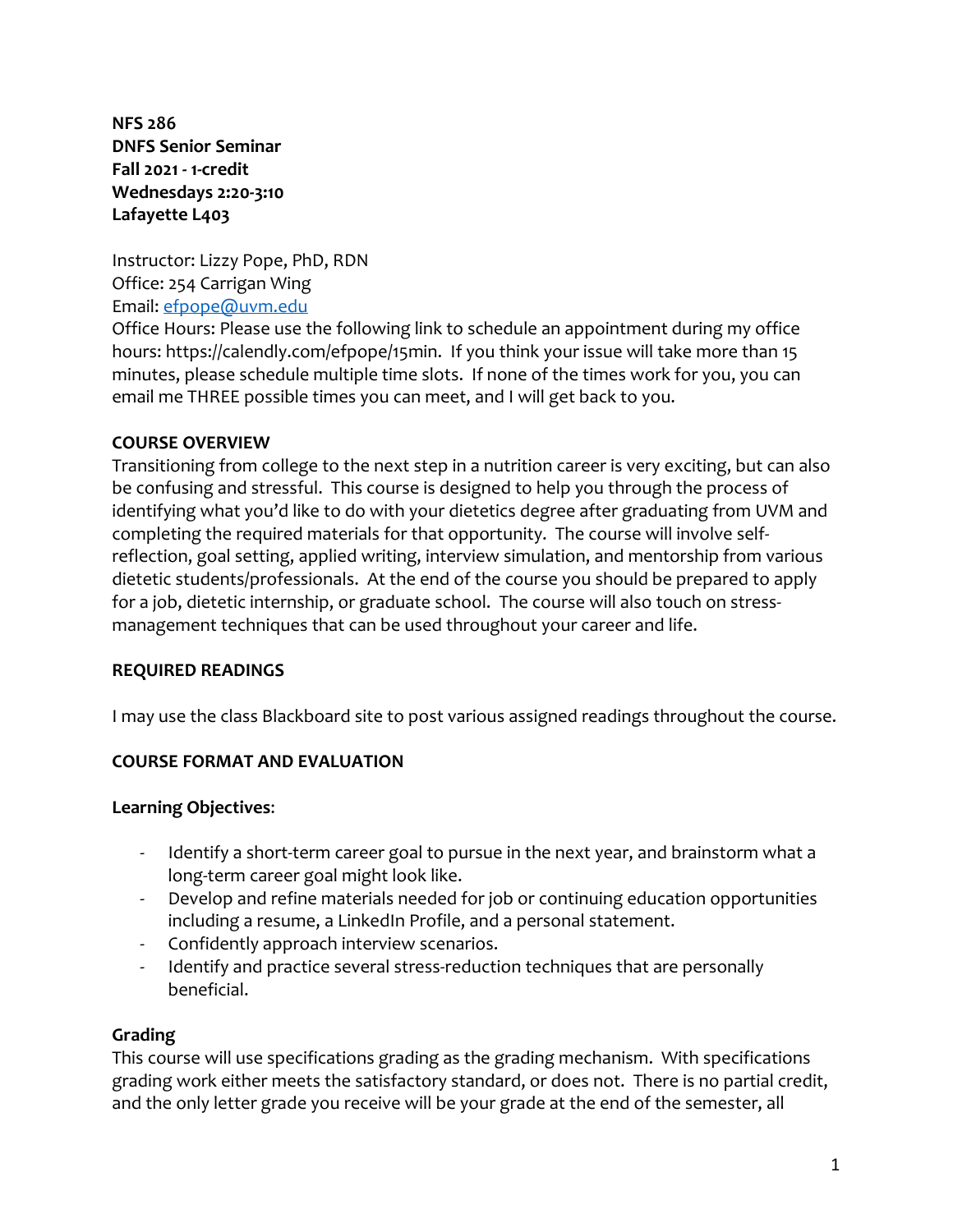**NFS 286**
**DNFS Senior Seminar**
**Fall 2021 - 1-credit**
**Wednesdays 2:20-3:10**
**Lafayette L403**

Instructor: Lizzy Pope, PhD, RDN
Office: 254 Carrigan Wing
Email: efpope@uvm.edu
Office Hours: Please use the following link to schedule an appointment during my office hours: https://calendly.com/efpope/15min. If you think your issue will take more than 15 minutes, please schedule multiple time slots. If none of the times work for you, you can email me THREE possible times you can meet, and I will get back to you.

## COURSE OVERVIEW

Transitioning from college to the next step in a nutrition career is very exciting, but can also be confusing and stressful. This course is designed to help you through the process of identifying what you'd like to do with your dietetics degree after graduating from UVM and completing the required materials for that opportunity. The course will involve self-reflection, goal setting, applied writing, interview simulation, and mentorship from various dietetic students/professionals. At the end of the course you should be prepared to apply for a job, dietetic internship, or graduate school. The course will also touch on stress-management techniques that can be used throughout your career and life.

## REQUIRED READINGS

I may use the class Blackboard site to post various assigned readings throughout the course.

## COURSE FORMAT AND EVALUATION

### Learning Objectives:

- Identify a short-term career goal to pursue in the next year, and brainstorm what a long-term career goal might look like.
- Develop and refine materials needed for job or continuing education opportunities including a resume, a LinkedIn Profile, and a personal statement.
- Confidently approach interview scenarios.
- Identify and practice several stress-reduction techniques that are personally beneficial.

### Grading

This course will use specifications grading as the grading mechanism. With specifications grading work either meets the satisfactory standard, or does not. There is no partial credit, and the only letter grade you receive will be your grade at the end of the semester, all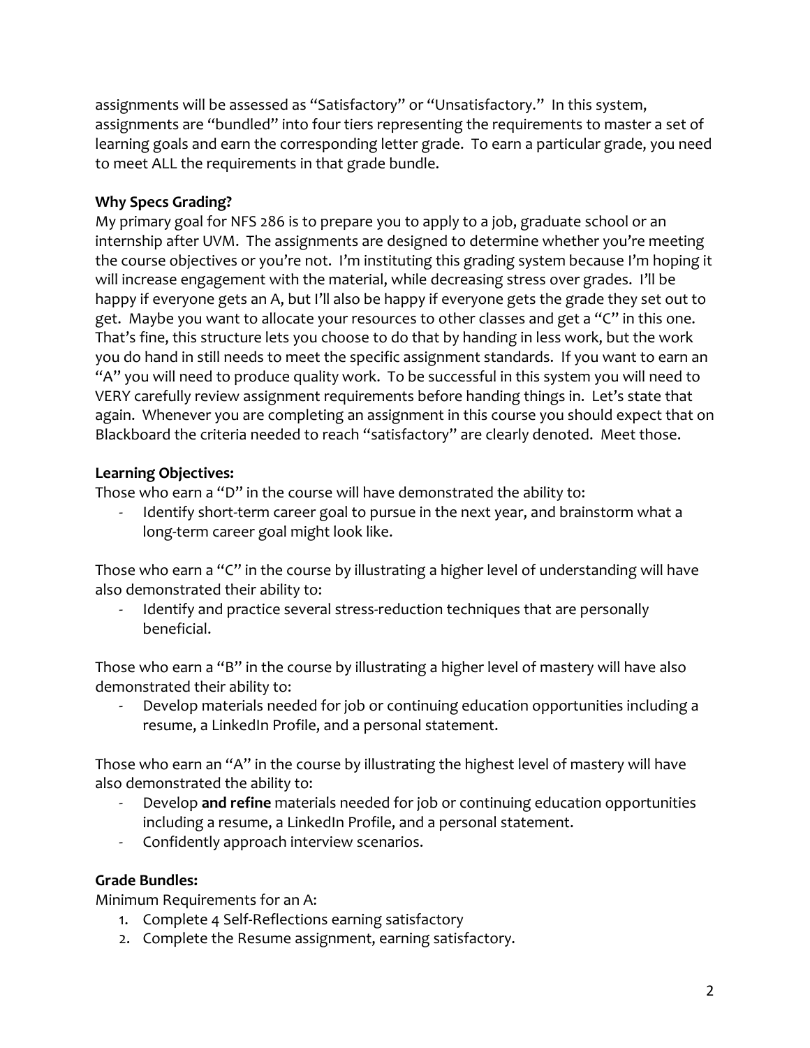assignments will be assessed as "Satisfactory" or "Unsatisfactory." In this system, assignments are "bundled" into four tiers representing the requirements to master a set of learning goals and earn the corresponding letter grade. To earn a particular grade, you need to meet ALL the requirements in that grade bundle.

**Why Specs Grading?**

My primary goal for NFS 286 is to prepare you to apply to a job, graduate school or an internship after UVM. The assignments are designed to determine whether you're meeting the course objectives or you're not. I'm instituting this grading system because I'm hoping it will increase engagement with the material, while decreasing stress over grades. I'll be happy if everyone gets an A, but I'll also be happy if everyone gets the grade they set out to get. Maybe you want to allocate your resources to other classes and get a "C" in this one. That's fine, this structure lets you choose to do that by handing in less work, but the work you do hand in still needs to meet the specific assignment standards. If you want to earn an "A" you will need to produce quality work. To be successful in this system you will need to VERY carefully review assignment requirements before handing things in. Let's state that again. Whenever you are completing an assignment in this course you should expect that on Blackboard the criteria needed to reach "satisfactory" are clearly denoted. Meet those.

**Learning Objectives:**

Those who earn a "D" in the course will have demonstrated the ability to:

- Identify short-term career goal to pursue in the next year, and brainstorm what a long-term career goal might look like.

Those who earn a "C" in the course by illustrating a higher level of understanding will have also demonstrated their ability to:

- Identify and practice several stress-reduction techniques that are personally beneficial.

Those who earn a "B" in the course by illustrating a higher level of mastery will have also demonstrated their ability to:

- Develop materials needed for job or continuing education opportunities including a resume, a LinkedIn Profile, and a personal statement.

Those who earn an "A" in the course by illustrating the highest level of mastery will have also demonstrated the ability to:

- Develop **and refine** materials needed for job or continuing education opportunities including a resume, a LinkedIn Profile, and a personal statement.
- Confidently approach interview scenarios.

**Grade Bundles:**

Minimum Requirements for an A:

1. Complete 4 Self-Reflections earning satisfactory
2. Complete the Resume assignment, earning satisfactory.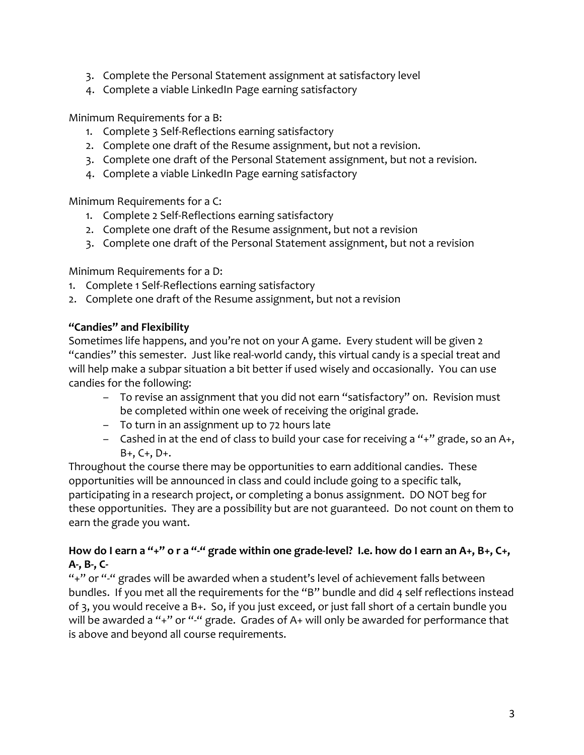3. Complete the Personal Statement assignment at satisfactory level
4. Complete a viable LinkedIn Page earning satisfactory

Minimum Requirements for a B:

1. Complete 3 Self-Reflections earning satisfactory
2. Complete one draft of the Resume assignment, but not a revision.
3. Complete one draft of the Personal Statement assignment, but not a revision.
4. Complete a viable LinkedIn Page earning satisfactory

Minimum Requirements for a C:

1. Complete 2 Self-Reflections earning satisfactory
2. Complete one draft of the Resume assignment, but not a revision
3. Complete one draft of the Personal Statement assignment, but not a revision

Minimum Requirements for a D:

1. Complete 1 Self-Reflections earning satisfactory
2. Complete one draft of the Resume assignment, but not a revision

**"Candies" and Flexibility**

Sometimes life happens, and you're not on your A game. Every student will be given 2 "candies" this semester. Just like real-world candy, this virtual candy is a special treat and will help make a subpar situation a bit better if used wisely and occasionally. You can use candies for the following:

- To revise an assignment that you did not earn "satisfactory" on. Revision must be completed within one week of receiving the original grade.
- To turn in an assignment up to 72 hours late
- Cashed in at the end of class to build your case for receiving a "+" grade, so an A+, B+, C+, D+.

Throughout the course there may be opportunities to earn additional candies. These opportunities will be announced in class and could include going to a specific talk, participating in a research project, or completing a bonus assignment. DO NOT beg for these opportunities. They are a possibility but are not guaranteed. Do not count on them to earn the grade you want.

**How do I earn a "+" o r a "-" grade within one grade-level? I.e. how do I earn an A+, B+, C+, A-, B-, C-**

"+" or "-" grades will be awarded when a student's level of achievement falls between bundles. If you met all the requirements for the "B" bundle and did 4 self reflections instead of 3, you would receive a B+. So, if you just exceed, or just fall short of a certain bundle you will be awarded a "+" or "-" grade. Grades of A+ will only be awarded for performance that is above and beyond all course requirements.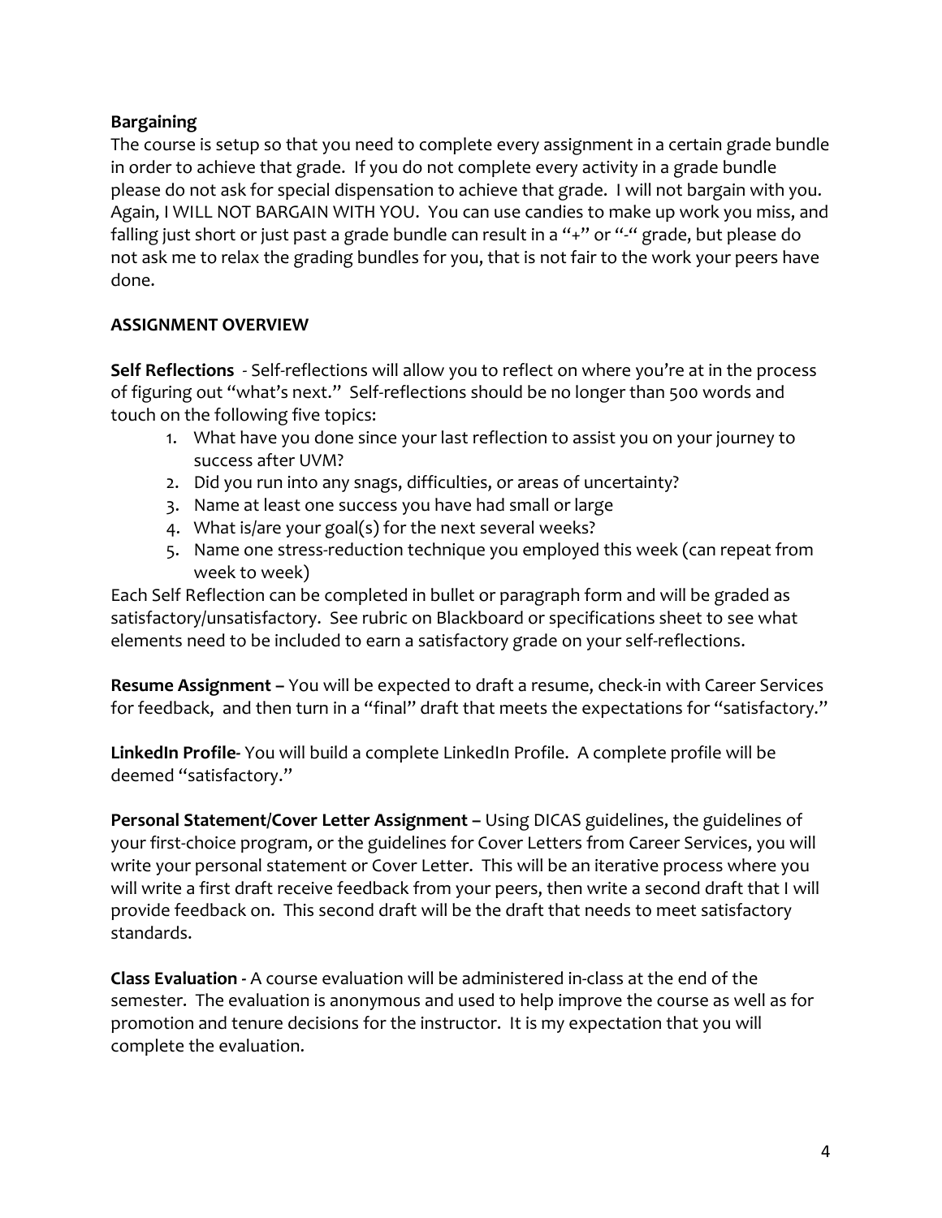**Bargaining**

The course is setup so that you need to complete every assignment in a certain grade bundle in order to achieve that grade. If you do not complete every activity in a grade bundle please do not ask for special dispensation to achieve that grade. I will not bargain with you. Again, I WILL NOT BARGAIN WITH YOU. You can use candies to make up work you miss, and falling just short or just past a grade bundle can result in a "+" or "-" grade, but please do not ask me to relax the grading bundles for you, that is not fair to the work your peers have done.

**ASSIGNMENT OVERVIEW**

**Self Reflections** - Self-reflections will allow you to reflect on where you're at in the process of figuring out "what's next." Self-reflections should be no longer than 500 words and touch on the following five topics:

1. What have you done since your last reflection to assist you on your journey to success after UVM?
2. Did you run into any snags, difficulties, or areas of uncertainty?
3. Name at least one success you have had small or large
4. What is/are your goal(s) for the next several weeks?
5. Name one stress-reduction technique you employed this week (can repeat from week to week)

Each Self Reflection can be completed in bullet or paragraph form and will be graded as satisfactory/unsatisfactory. See rubric on Blackboard or specifications sheet to see what elements need to be included to earn a satisfactory grade on your self-reflections.

**Resume Assignment –** You will be expected to draft a resume, check-in with Career Services for feedback, and then turn in a "final" draft that meets the expectations for "satisfactory."

**LinkedIn Profile**- You will build a complete LinkedIn Profile. A complete profile will be deemed "satisfactory."

**Personal Statement/Cover Letter Assignment –** Using DICAS guidelines, the guidelines of your first-choice program, or the guidelines for Cover Letters from Career Services, you will write your personal statement or Cover Letter. This will be an iterative process where you will write a first draft receive feedback from your peers, then write a second draft that I will provide feedback on. This second draft will be the draft that needs to meet satisfactory standards.

**Class Evaluation -** A course evaluation will be administered in-class at the end of the semester. The evaluation is anonymous and used to help improve the course as well as for promotion and tenure decisions for the instructor. It is my expectation that you will complete the evaluation.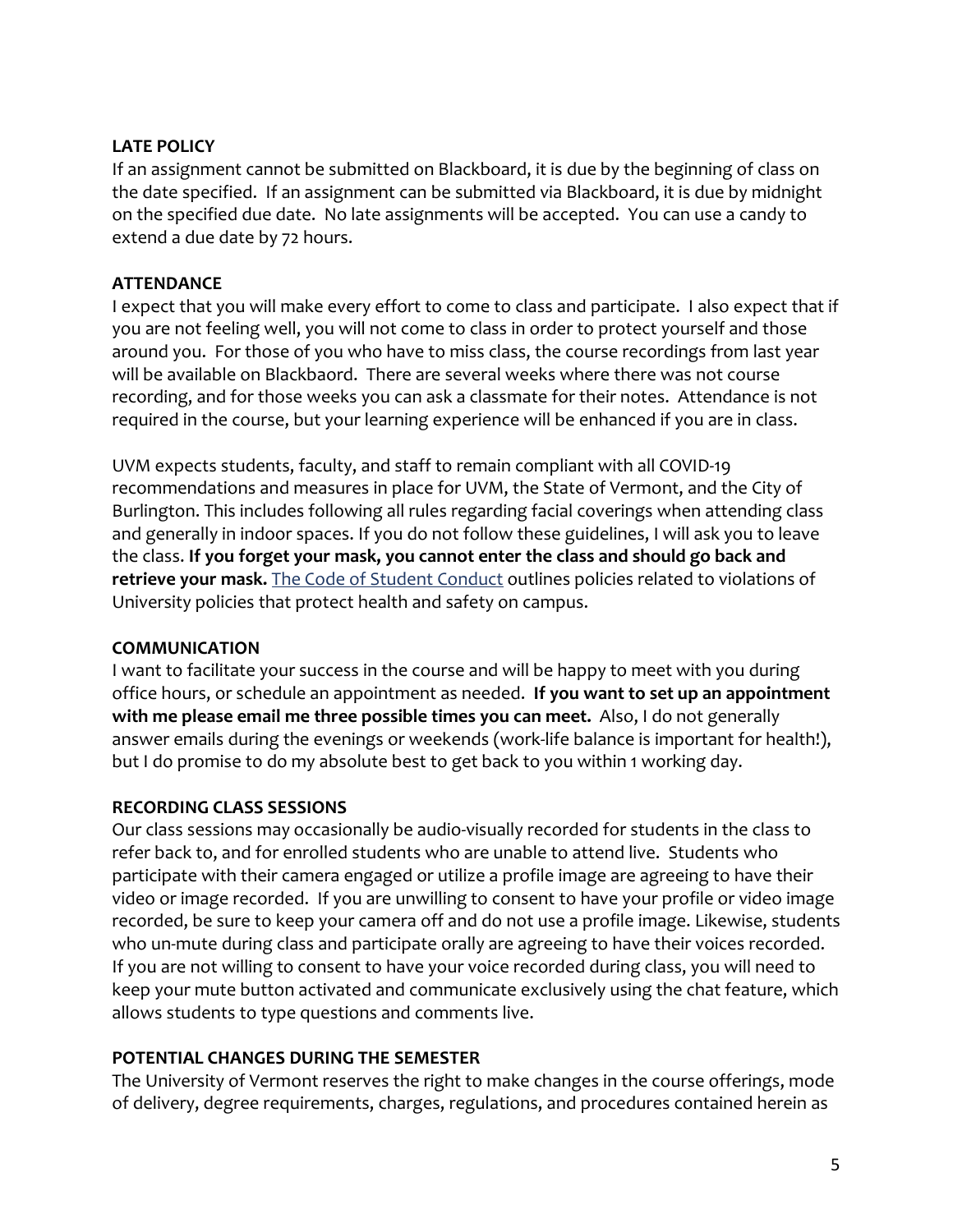**LATE POLICY**

If an assignment cannot be submitted on Blackboard, it is due by the beginning of class on the date specified. If an assignment can be submitted via Blackboard, it is due by midnight on the specified due date. No late assignments will be accepted. You can use a candy to extend a due date by 72 hours.

**ATTENDANCE**

I expect that you will make every effort to come to class and participate. I also expect that if you are not feeling well, you will not come to class in order to protect yourself and those around you. For those of you who have to miss class, the course recordings from last year will be available on Blackbaord. There are several weeks where there was not course recording, and for those weeks you can ask a classmate for their notes. Attendance is not required in the course, but your learning experience will be enhanced if you are in class.

UVM expects students, faculty, and staff to remain compliant with all COVID-19 recommendations and measures in place for UVM, the State of Vermont, and the City of Burlington. This includes following all rules regarding facial coverings when attending class and generally in indoor spaces. If you do not follow these guidelines, I will ask you to leave the class. **If you forget your mask, you cannot enter the class and should go back and retrieve your mask.** The Code of Student Conduct outlines policies related to violations of University policies that protect health and safety on campus.

**COMMUNICATION**

I want to facilitate your success in the course and will be happy to meet with you during office hours, or schedule an appointment as needed. **If you want to set up an appointment with me please email me three possible times you can meet.** Also, I do not generally answer emails during the evenings or weekends (work-life balance is important for health!), but I do promise to do my absolute best to get back to you within 1 working day.

**RECORDING CLASS SESSIONS**

Our class sessions may occasionally be audio-visually recorded for students in the class to refer back to, and for enrolled students who are unable to attend live. Students who participate with their camera engaged or utilize a profile image are agreeing to have their video or image recorded. If you are unwilling to consent to have your profile or video image recorded, be sure to keep your camera off and do not use a profile image. Likewise, students who un-mute during class and participate orally are agreeing to have their voices recorded. If you are not willing to consent to have your voice recorded during class, you will need to keep your mute button activated and communicate exclusively using the chat feature, which allows students to type questions and comments live.

**POTENTIAL CHANGES DURING THE SEMESTER**

The University of Vermont reserves the right to make changes in the course offerings, mode of delivery, degree requirements, charges, regulations, and procedures contained herein as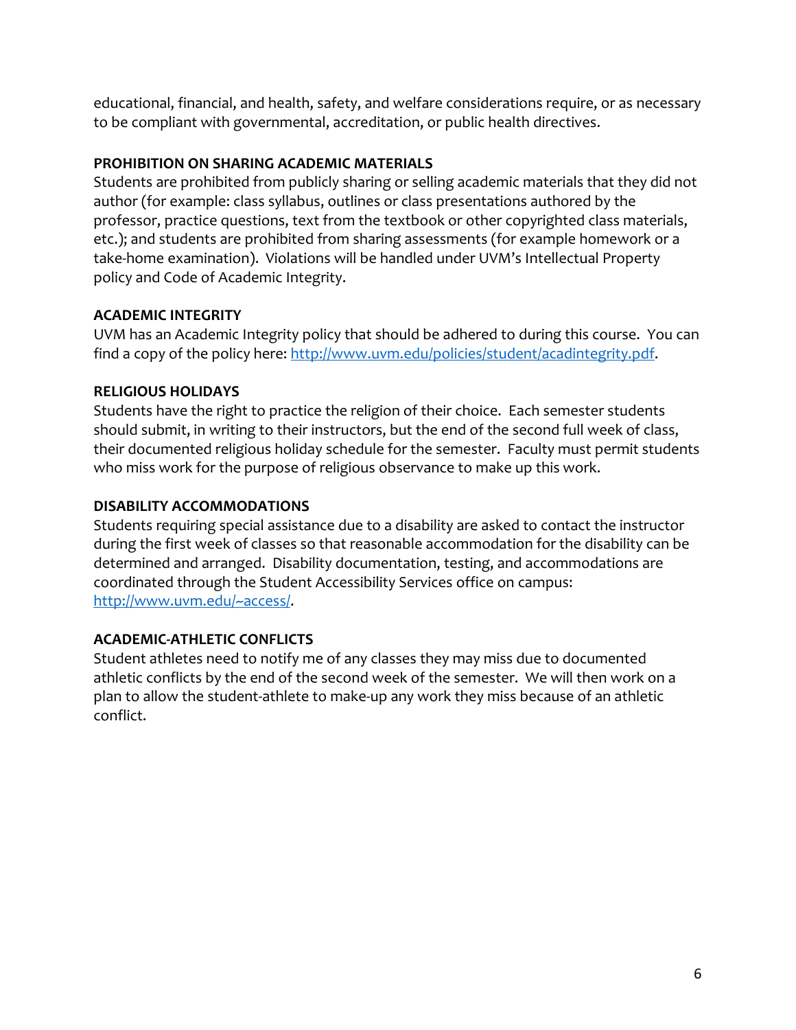educational, financial, and health, safety, and welfare considerations require, or as necessary to be compliant with governmental, accreditation, or public health directives.

**PROHIBITION ON SHARING ACADEMIC MATERIALS**

Students are prohibited from publicly sharing or selling academic materials that they did not author (for example: class syllabus, outlines or class presentations authored by the professor, practice questions, text from the textbook or other copyrighted class materials, etc.); and students are prohibited from sharing assessments (for example homework or a take-home examination). Violations will be handled under UVM's Intellectual Property policy and Code of Academic Integrity.

**ACADEMIC INTEGRITY**

UVM has an Academic Integrity policy that should be adhered to during this course. You can find a copy of the policy here: [http://www.uvm.edu/policies/student/acadintegrity.pdf](http://www.uvm.edu/policies/student/acadintegrity.pdf).

**RELIGIOUS HOLIDAYS**

Students have the right to practice the religion of their choice. Each semester students should submit, in writing to their instructors, but the end of the second full week of class, their documented religious holiday schedule for the semester. Faculty must permit students who miss work for the purpose of religious observance to make up this work.

**DISABILITY ACCOMMODATIONS**

Students requiring special assistance due to a disability are asked to contact the instructor during the first week of classes so that reasonable accommodation for the disability can be determined and arranged. Disability documentation, testing, and accommodations are coordinated through the Student Accessibility Services office on campus: [http://www.uvm.edu/~access/](http://www.uvm.edu/~access/).

**ACADEMIC-ATHLETIC CONFLICTS**

Student athletes need to notify me of any classes they may miss due to documented athletic conflicts by the end of the second week of the semester. We will then work on a plan to allow the student-athlete to make-up any work they miss because of an athletic conflict.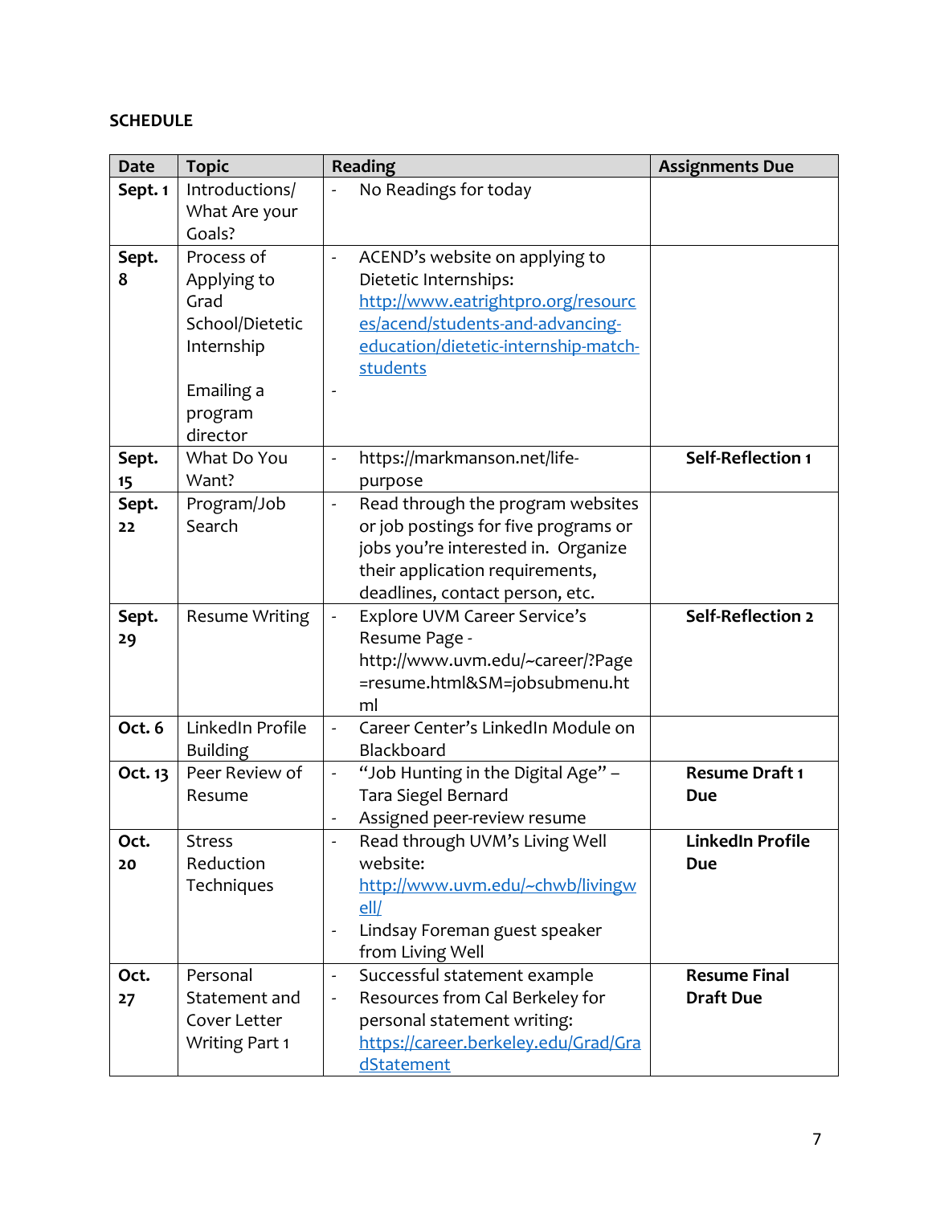**SCHEDULE**

| Date | Topic | Reading | Assignments Due |
|---|---|---|---|
| **Sept. 1** | Introductions/ What Are your Goals? | - No Readings for today | |
| **Sept. 8** | Process of Applying to Grad School/Dietetic Internship<br><br>Emailing a program director | - ACEND's website on applying to Dietetic Internships: http://www.eatrightpro.org/resources/acend/students-and-advancing-education/dietetic-internship-match-students<br>- | |
| **Sept. 15** | What Do You Want? | - https://markmanson.net/life-purpose | **Self-Reflection 1** |
| **Sept. 22** | Program/Job Search | - Read through the program websites or job postings for five programs or jobs you're interested in. Organize their application requirements, deadlines, contact person, etc. | |
| **Sept. 29** | Resume Writing | - Explore UVM Career Service's Resume Page - http://www.uvm.edu/~career/?Page=resume.html&SM=jobsubmenu.html | **Self-Reflection 2** |
| **Oct. 6** | LinkedIn Profile Building | - Career Center's LinkedIn Module on Blackboard | |
| **Oct. 13** | Peer Review of Resume | - "Job Hunting in the Digital Age" – Tara Siegel Bernard<br>- Assigned peer-review resume | **Resume Draft 1 Due** |
| **Oct. 20** | Stress Reduction Techniques | - Read through UVM's Living Well website: http://www.uvm.edu/~chwb/livingwell/<br>- Lindsay Foreman guest speaker from Living Well | **LinkedIn Profile Due** |
| **Oct. 27** | Personal Statement and Cover Letter Writing Part 1 | - Successful statement example<br>- Resources from Cal Berkeley for personal statement writing: https://career.berkeley.edu/Grad/GradStatement | **Resume Final Draft Due** |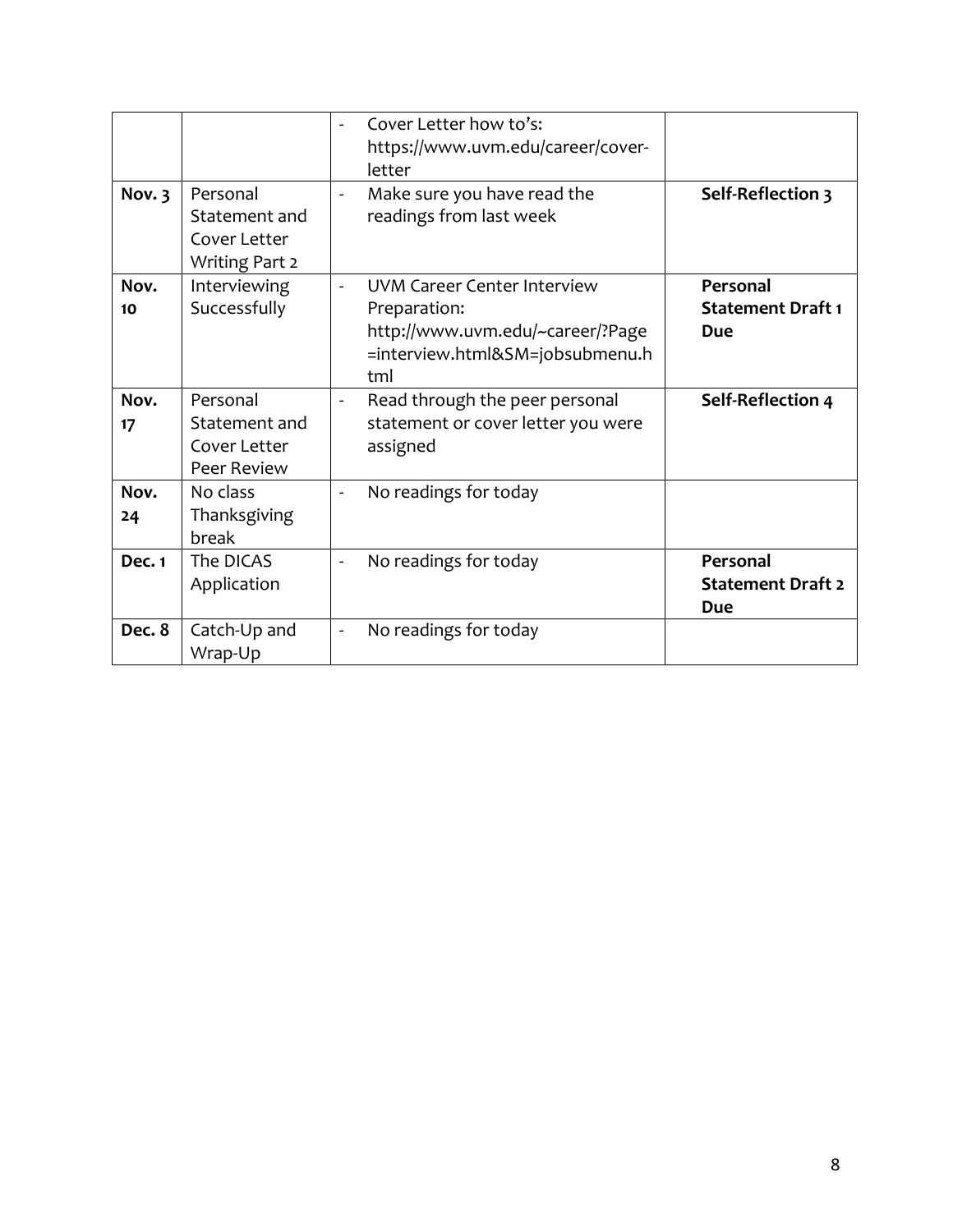| | | | |
|---|---|---|---|
| | | - Cover Letter how to's: https://www.uvm.edu/career/cover-letter | |
| **Nov. 3** | Personal Statement and Cover Letter Writing Part 2 | - Make sure you have read the readings from last week | **Self-Reflection 3** |
| **Nov. 10** | Interviewing Successfully | - UVM Career Center Interview Preparation: http://www.uvm.edu/~career/?Page=interview.html&SM=jobsubmenu.html | **Personal Statement Draft 1 Due** |
| **Nov. 17** | Personal Statement and Cover Letter Peer Review | - Read through the peer personal statement or cover letter you were assigned | **Self-Reflection 4** |
| **Nov. 24** | No class Thanksgiving break | - No readings for today | |
| **Dec. 1** | The DICAS Application | - No readings for today | **Personal Statement Draft 2 Due** |
| **Dec. 8** | Catch-Up and Wrap-Up | - No readings for today | |